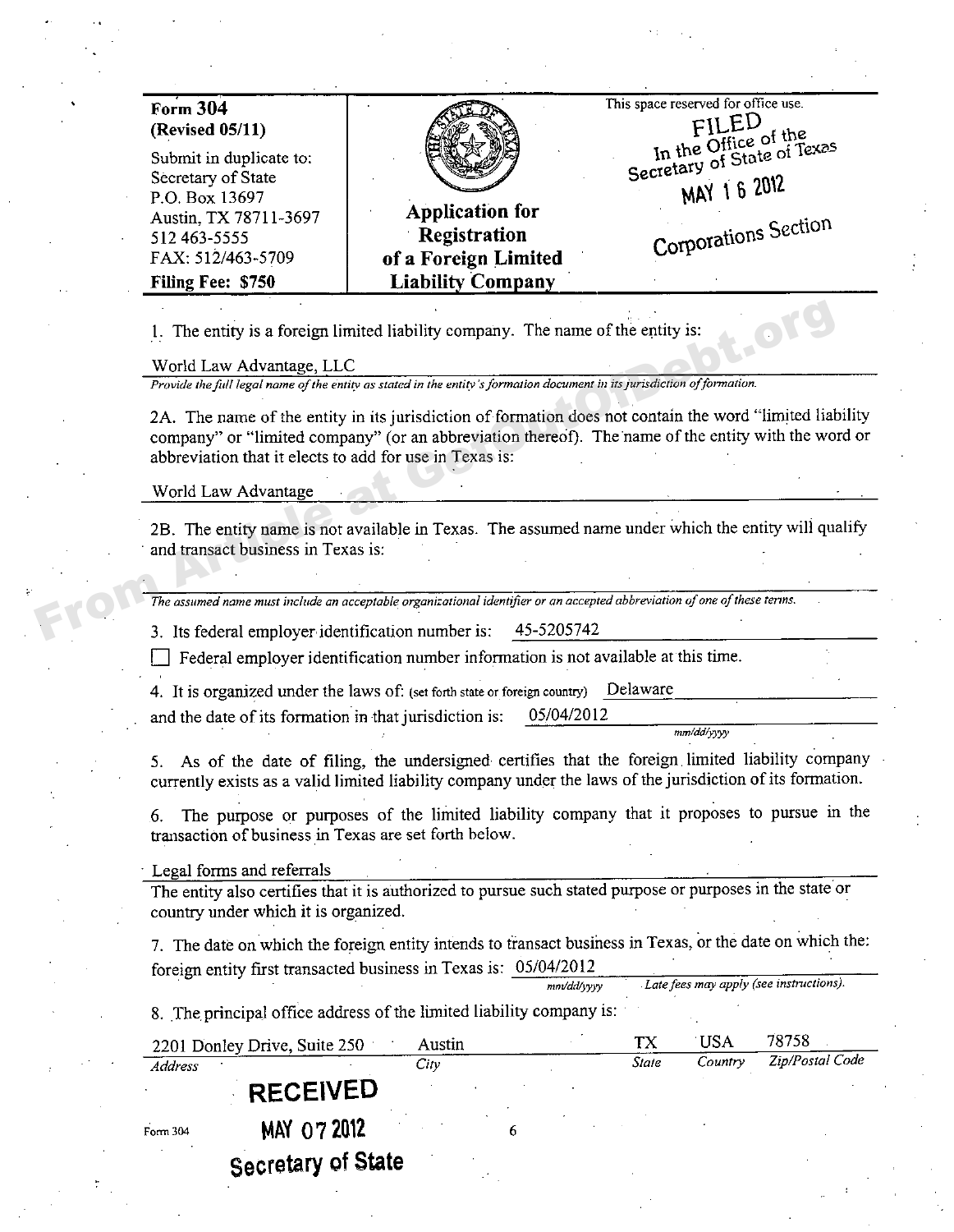| **Form 304** **(Revised 05/11)** Submit in duplicate to: Secretary of State P.O. Box 13697 Austin, TX 78711-3697 512 463-5555 FAX: 512/463-5709 **Filing Fee: $750** | **Application for Registration of a Foreign Limited Liability Company** | This space reserved for office use. FILED In the Office of the Secretary of State of Texas MAY 16 2012 Corporations Section |
|---|---|---|

1. The entity is a foreign limited liability company. The name of the entity is:

World Law Advantage, LLC

*Provide the full legal name of the entity as stated in the entity's formation document in its jurisdiction of formation.*

2A. The name of the entity in its jurisdiction of formation does not contain the word "limited liability company" or "limited company" (or an abbreviation thereof). The name of the entity with the word or abbreviation that it elects to add for use in Texas is:

World Law Advantage

2B. The entity name is not available in Texas. The assumed name under which the entity will qualify and transact business in Texas is:

*The assumed name must include an acceptable organizational identifier or an accepted abbreviation of one of these terms.*

3. Its federal employer identification number is: 45-5205742

☐ Federal employer identification number information is not available at this time.

4. It is organized under the laws of: (set forth state or foreign country) Delaware

and the date of its formation in that jurisdiction is: 05/04/2012 *mm/dd/yyyy*

5. As of the date of filing, the undersigned certifies that the foreign limited liability company currently exists as a valid limited liability company under the laws of the jurisdiction of its formation.

6. The purpose or purposes of the limited liability company that it proposes to pursue in the transaction of business in Texas are set forth below.

Legal forms and referrals

The entity also certifies that it is authorized to pursue such stated purpose or purposes in the state or country under which it is organized.

7. The date on which the foreign entity intends to transact business in Texas, or the date on which the foreign entity first transacted business in Texas is: 05/04/2012 *mm/dd/yyyy* *Late fees may apply (see instructions).*

8. The principal office address of the limited liability company is:

| 2201 Donley Drive, Suite 250 | Austin | TX | USA | 78758 |
|---|---|---|---|---|
| *Address* | *City* | *State* | *Country* | *Zip/Postal Code* |

RECEIVED
MAY 07 2012
Secretary of State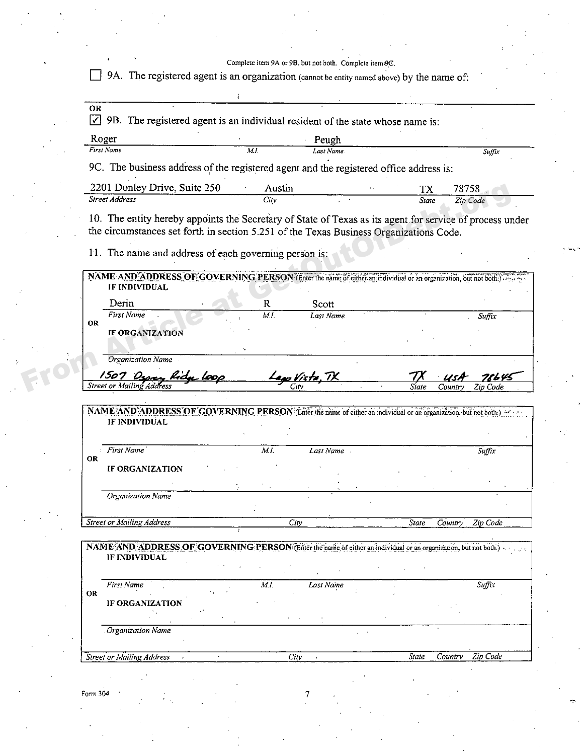Complete item 9A or 9B, but not both. Complete item 9C.

☐ 9A. The registered agent is an organization (cannot be entity named above) by the name of:

OR

☑ 9B. The registered agent is an individual resident of the state whose name is:

| First Name | M.I. | Last Name | Suffix |
|---|---|---|---|
| Roger | | Peugh | |

9C. The business address of the registered agent and the registered office address is:

| Street Address | City | State | Zip Code |
|---|---|---|---|
| 2201 Donley Drive, Suite 250 | Austin | TX | 78758 |

10. The entity hereby appoints the Secretary of State of Texas as its agent for service of process under the circumstances set forth in section 5.251 of the Texas Business Organizations Code.

11. The name and address of each governing person is:

**NAME AND ADDRESS OF GOVERNING PERSON** (Enter the name of either an individual or an organization, but not both.)

**IF INDIVIDUAL**

| First Name | M.I. | Last Name | Suffix |
|---|---|---|---|
| Derin | R | Scott | |

OR

**IF ORGANIZATION**

Organization Name:

| Street or Mailing Address | City | State | Country | Zip Code |
|---|---|---|---|---|
| 1507 Osprey Ridge Loop | Lago Vista, TX | TX | USA | 78645 |

**NAME AND ADDRESS OF GOVERNING PERSON** (Enter the name of either an individual or an organization, but not both.)

**IF INDIVIDUAL**

| First Name | M.I. | Last Name | Suffix |
|---|---|---|---|
| | | | |

OR

**IF ORGANIZATION**

Organization Name:

| Street or Mailing Address | City | State | Country | Zip Code |
|---|---|---|---|---|
| | | | | |

**NAME AND ADDRESS OF GOVERNING PERSON** (Enter the name of either an individual or an organization, but not both.)

**IF INDIVIDUAL**

| First Name | M.I. | Last Name | Suffix |
|---|---|---|---|
| | | | |

OR

**IF ORGANIZATION**

Organization Name:

| Street or Mailing Address | City | State | Country | Zip Code |
|---|---|---|---|---|
| | | | | |

Form 304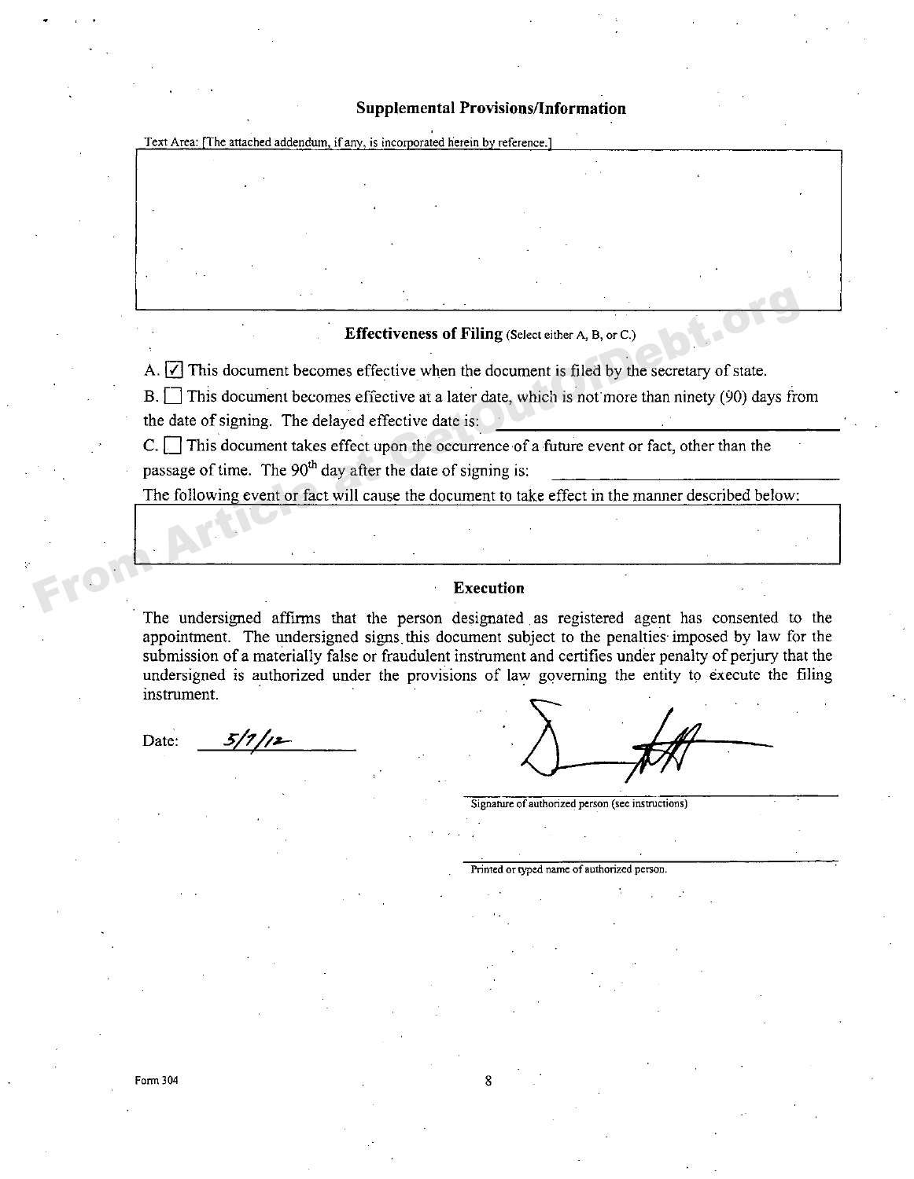## Supplemental Provisions/Information

Text Area: [The attached addendum, if any, is incorporated herein by reference.]

## Effectiveness of Filing (Select either A, B, or C.)

A. ☑ This document becomes effective when the document is filed by the secretary of state.

B. ☐ This document becomes effective at a later date, which is not more than ninety (90) days from the date of signing. The delayed effective date is: ______________________

C. ☐ This document takes effect upon the occurrence of a future event or fact, other than the passage of time. The 90th day after the date of signing is: ______________________

The following event or fact will cause the document to take effect in the manner described below:

## Execution

The undersigned affirms that the person designated as registered agent has consented to the appointment. The undersigned signs this document subject to the penalties imposed by law for the submission of a materially false or fraudulent instrument and certifies under penalty of perjury that the undersigned is authorized under the provisions of law governing the entity to execute the filing instrument.

Date: 5/7/12

______________________
Signature of authorized person (see instructions)

______________________
Printed or typed name of authorized person.

Form 304